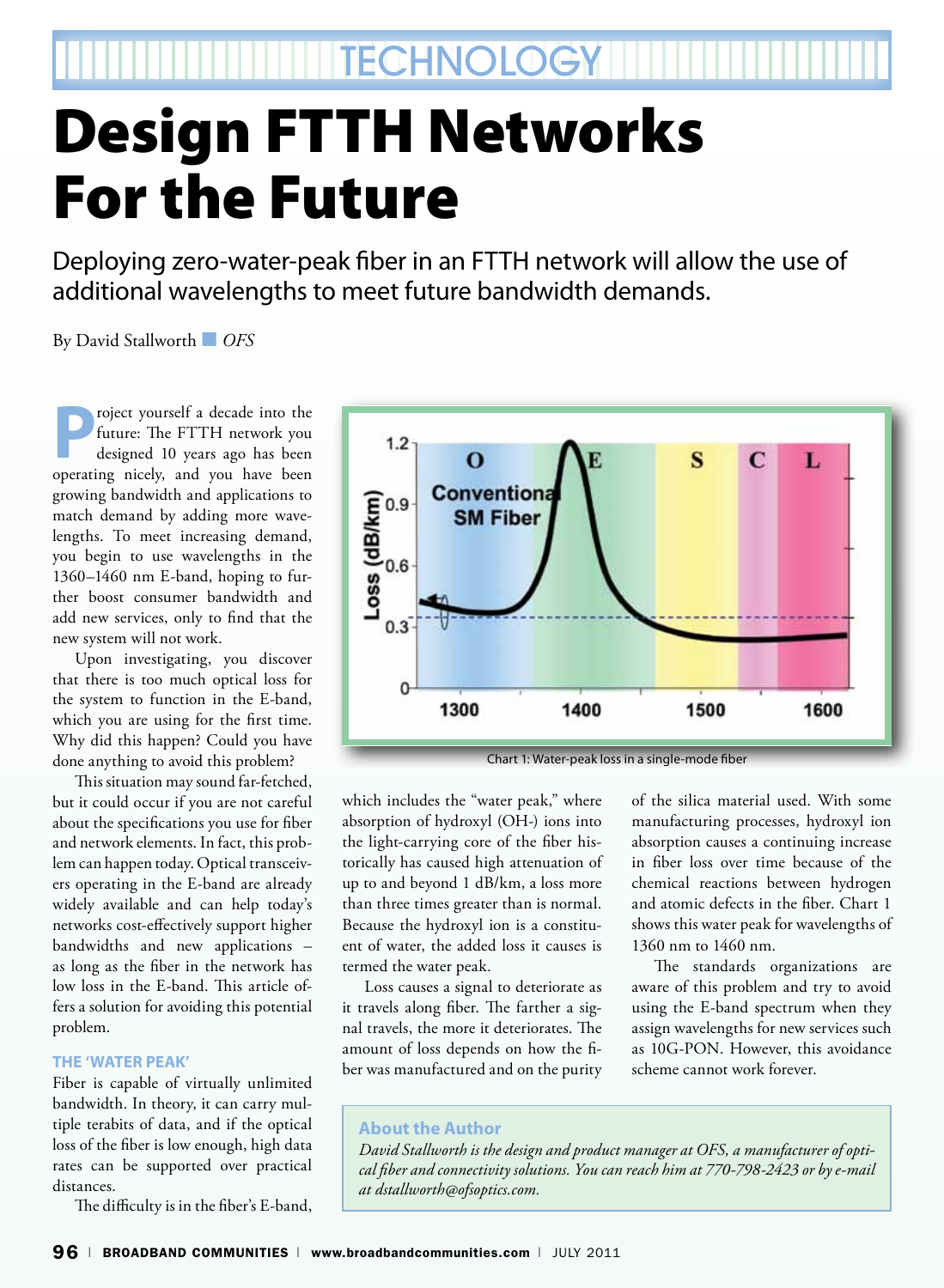TECHNOLOGY

# Design FTTH Networks For the Future

## Deploying zero-water-peak fiber in an FTTH network will allow the use of additional wavelengths to meet future bandwidth demands.

By David Stallworth ■ *OFS*

Project yourself a decade into the future: The FTTH network you designed 10 years ago has been operating nicely, and you have been growing bandwidth and applications to match demand by adding more wavelengths. To meet increasing demand, you begin to use wavelengths in the 1360–1460 nm E-band, hoping to further boost consumer bandwidth and add new services, only to find that the new system will not work.

Upon investigating, you discover that there is too much optical loss for the system to function in the E-band, which you are using for the first time. Why did this happen? Could you have done anything to avoid this problem?

This situation may sound far-fetched, but it could occur if you are not careful about the specifications you use for fiber and network elements. In fact, this problem can happen today. Optical transceivers operating in the E-band are already widely available and can help today's networks cost-effectively support higher bandwidths and new applications – as long as the fiber in the network has low loss in the E-band. This article offers a solution for avoiding this potential problem.

### THE 'WATER PEAK'

Fiber is capable of virtually unlimited bandwidth. In theory, it can carry multiple terabits of data, and if the optical loss of the fiber is low enough, high data rates can be supported over practical distances.

The difficulty is in the fiber's E-band, which includes the "water peak," where absorption of hydroxyl (OH-) ions into the light-carrying core of the fiber historically has caused high attenuation of up to and beyond 1 dB/km, a loss more than three times greater than is normal. Because the hydroxyl ion is a constituent of water, the added loss it causes is termed the water peak.

Loss causes a signal to deteriorate as it travels along fiber. The farther a signal travels, the more it deteriorates. The amount of loss depends on how the fiber was manufactured and on the purity of the silica material used. With some manufacturing processes, hydroxyl ion absorption causes a continuing increase in fiber loss over time because of the chemical reactions between hydrogen and atomic defects in the fiber. Chart 1 shows this water peak for wavelengths of 1360 nm to 1460 nm.

The standards organizations are aware of this problem and try to avoid using the E-band spectrum when they assign wavelengths for new services such as 10G-PON. However, this avoidance scheme cannot work forever.

Chart 1: Water-peak loss in a single-mode fiber

**About the Author**

*David Stallworth is the design and product manager at OFS, a manufacturer of optical fiber and connectivity solutions. You can reach him at 770-798-2423 or by e-mail at dstallworth@ofsoptics.com.*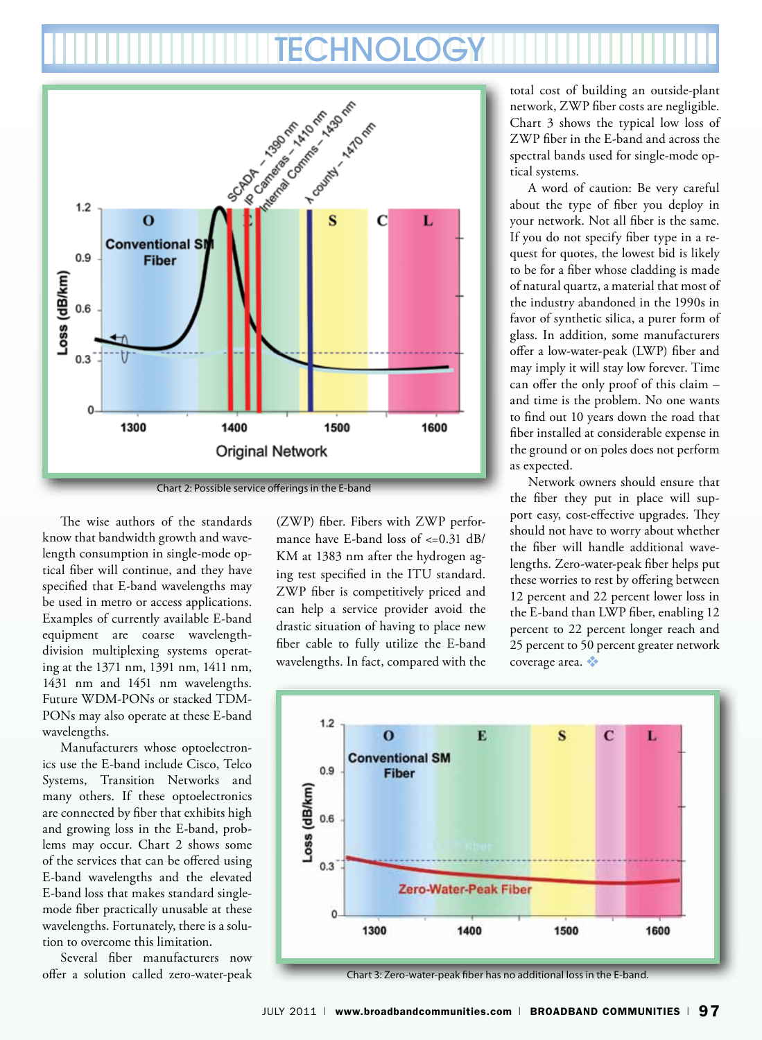# TECHNOLOGY

SCADA – 1390 nm
IP Cameras – 1410 nm
Internal Comms – 1430 nm
λ county – 1470 nm

1.2
0.9
0.6
0.3
0-
Loss (dB/km)
O
E
S
C
L
Conventional SM Fiber
1300
1400
1500
1600
Original Network

Chart 2: Possible service offerings in the E-band

The wise authors of the standards know that bandwidth growth and wavelength consumption in single-mode optical fiber will continue, and they have specified that E-band wavelengths may be used in metro or access applications. Examples of currently available E-band equipment are coarse wavelength-division multiplexing systems operating at the 1371 nm, 1391 nm, 1411 nm, 1431 nm and 1451 nm wavelengths. Future WDM-PONs or stacked TDM-PONs may also operate at these E-band wavelengths.

Manufacturers whose optoelectronics use the E-band include Cisco, Telco Systems, Transition Networks and many others. If these optoelectronics are connected by fiber that exhibits high and growing loss in the E-band, problems may occur. Chart 2 shows some of the services that can be offered using E-band wavelengths and the elevated E-band loss that makes standard single-mode fiber practically unusable at these wavelengths. Fortunately, there is a solution to overcome this limitation.

Several fiber manufacturers now offer a solution called zero-water-peak (ZWP) fiber. Fibers with ZWP performance have E-band loss of <=0.31 dB/KM at 1383 nm after the hydrogen aging test specified in the ITU standard. ZWP fiber is competitively priced and can help a service provider avoid the drastic situation of having to place new fiber cable to fully utilize the E-band wavelengths. In fact, compared with the total cost of building an outside-plant network, ZWP fiber costs are negligible. Chart 3 shows the typical low loss of ZWP fiber in the E-band and across the spectral bands used for single-mode optical systems.

A word of caution: Be very careful about the type of fiber you deploy in your network. Not all fiber is the same. If you do not specify fiber type in a request for quotes, the lowest bid is likely to be for a fiber whose cladding is made of natural quartz, a material that most of the industry abandoned in the 1990s in favor of synthetic silica, a purer form of glass. In addition, some manufacturers offer a low-water-peak (LWP) fiber and may imply it will stay low forever. Time can offer the only proof of this claim – and time is the problem. No one wants to find out 10 years down the road that fiber installed at considerable expense in the ground or on poles does not perform as expected.

Network owners should ensure that the fiber they put in place will support easy, cost-effective upgrades. They should not have to worry about whether the fiber will handle additional wavelengths. Zero-water-peak fiber helps put these worries to rest by offering between 12 percent and 22 percent lower loss in the E-band than LWP fiber, enabling 12 percent to 22 percent longer reach and 25 percent to 50 percent greater network coverage area. ❖

1.2
0.9
0.6
0.3
0
Loss (dB/km)
O
E
S
C
L
Conventional SM Fiber
Zero-Water-Peak Fiber
1300
1400
1500
1600

Chart 3: Zero-water-peak fiber has no additional loss in the E-band.